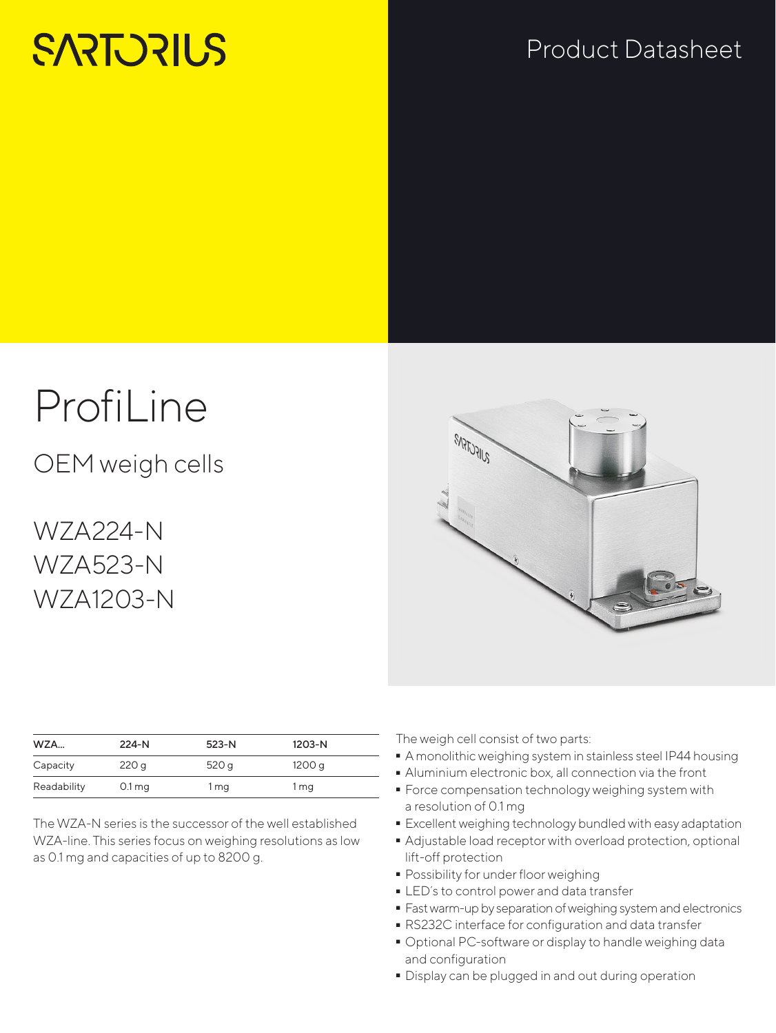SARTORIUS

Product Datasheet

# ProfiLine

## OEM weigh cells

## WZA224-N
## WZA523-N
## WZA1203-N

| WZA... | 224-N | 523-N | 1203-N |
|---|---|---|---|
| Capacity | 220 g | 520 g | 1200 g |
| Readability | 0.1 mg | 1 mg | 1 mg |

The WZA-N series is the successor of the well established WZA-line. This series focus on weighing resolutions as low as 0.1 mg and capacities of up to 8200 g.

The weigh cell consist of two parts:

- A monolithic weighing system in stainless steel IP44 housing
- Aluminium electronic box, all connection via the front
- Force compensation technology weighing system with a resolution of 0.1 mg
- Excellent weighing technology bundled with easy adaptation
- Adjustable load receptor with overload protection, optional lift-off protection
- Possibility for under floor weighing
- LED´s to control power and data transfer
- Fast warm-up by separation of weighing system and electronics
- RS232C interface for configuration and data transfer
- Optional PC-software or display to handle weighing data and configuration
- Display can be plugged in and out during operation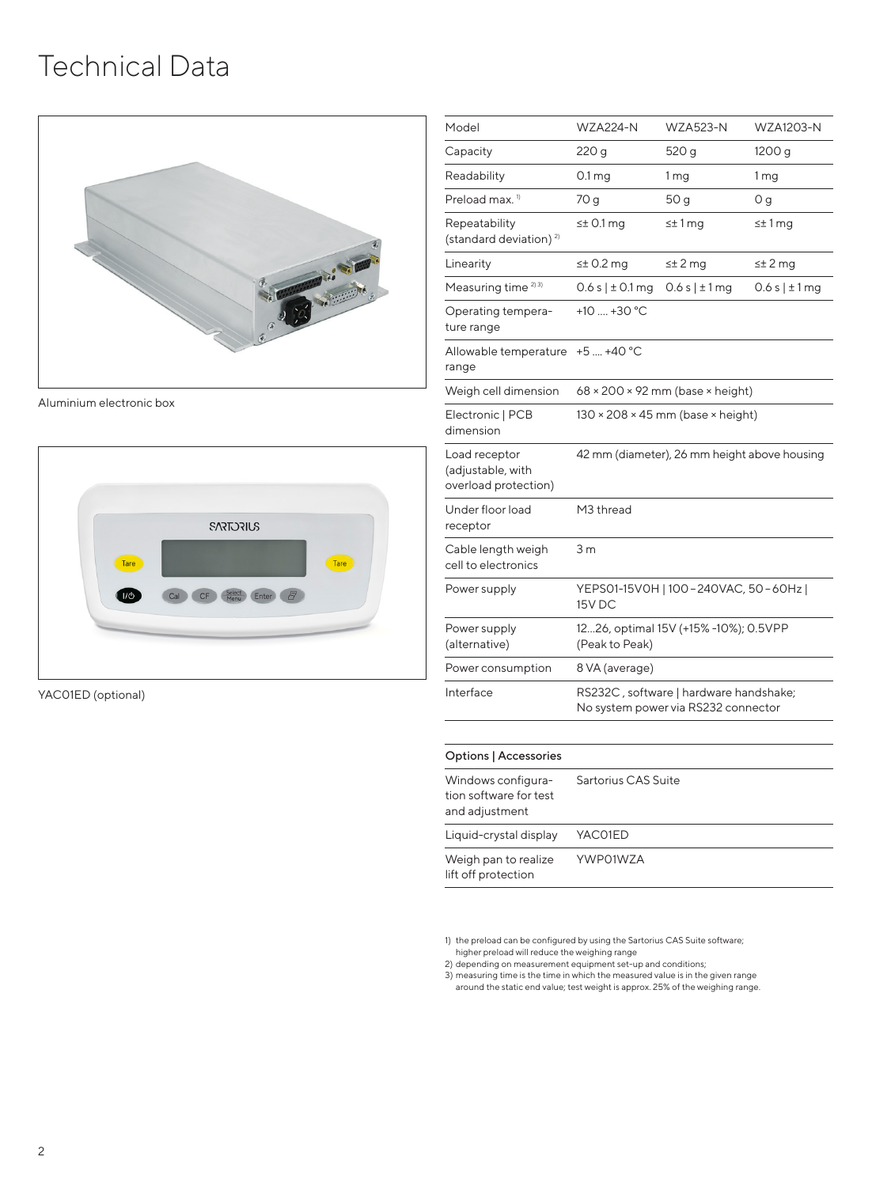# Technical Data

Aluminium electronic box

YAC01ED (optional)

| Model | WZA224-N | WZA523-N | WZA1203-N |
|---|---|---|---|
| Capacity | 220 g | 520 g | 1200 g |
| Readability | 0.1 mg | 1 mg | 1 mg |
| Preload max. [1] | 70 g | 50 g | 0 g |
| Repeatability (standard deviation) [2] | ≤± 0.1 mg | ≤± 1 mg | ≤± 1 mg |
| Linearity | ≤± 0.2 mg | ≤± 2 mg | ≤± 2 mg |
| Measuring time [2] [3] | 0.6 s \| ± 0.1 mg | 0.6 s \| ± 1 mg | 0.6 s \| ± 1 mg |
| Operating temperature range | +10 .... +30 °C | | |
| Allowable temperature range | +5 .... +40 °C | | |
| Weigh cell dimension | 68 × 200 × 92 mm (base × height) | | |
| Electronic \| PCB dimension | 130 × 208 × 45 mm (base × height) | | |
| Load receptor (adjustable, with overload protection) | 42 mm (diameter), 26 mm height above housing | | |
| Under floor load receptor | M3 thread | | |
| Cable length weigh cell to electronics | 3 m | | |
| Power supply | YEPS01-15V0H \| 100 – 240VAC, 50 – 60Hz \| 15V DC | | |
| Power supply (alternative) | 12...26, optimal 15V (+15% -10%); 0.5VPP (Peak to Peak) | | |
| Power consumption | 8 VA (average) | | |
| Interface | RS232C , software \| hardware handshake; No system power via RS232 connector | | |

| Options \| Accessories | |
|---|---|
| Windows configuration software for test and adjustment | Sartorius CAS Suite |
| Liquid-crystal display | YAC01ED |
| Weigh pan to realize lift off protection | YWP01WZA |

1) the preload can be configured by using the Sartorius CAS Suite software; higher preload will reduce the weighing range
2) depending on measurement equipment set-up and conditions;
3) measuring time is the time in which the measured value is in the given range around the static end value; test weight is approx. 25% of the weighing range.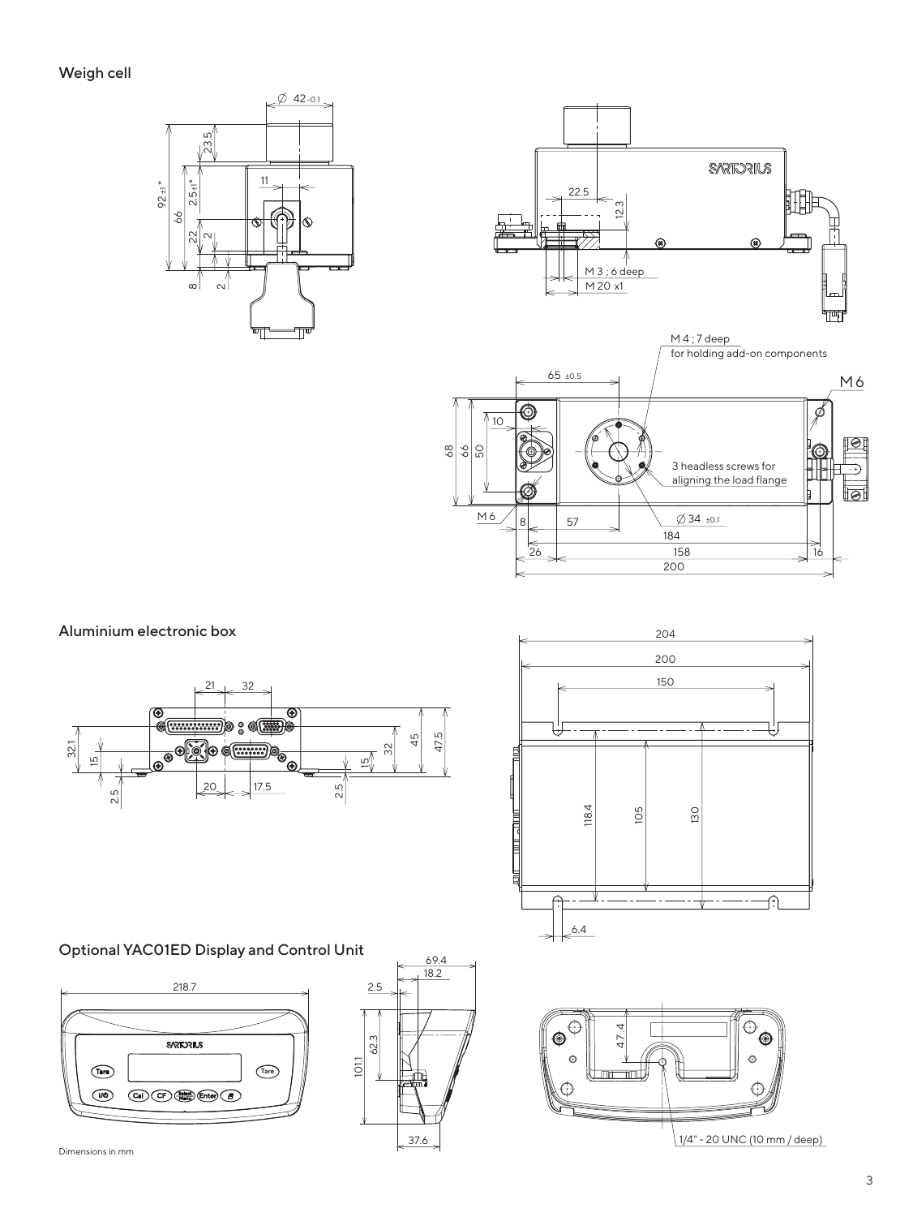## Weigh cell

Ø 42 -0.1

92 ±1 *

66

23.5

2.5 ±1 *

22

2

8

2

11

22.5

12.3

M 3 ; 6 deep

M 20 x1

M 4 ; 7 deep
for holding add-on components

65 ±0.5

M 6

68

66

50

10

3 headless screws for aligning the load flange

M 6

8

57

Ø 34 ±0.1

184

26

158

16

200

## Aluminium electronic box

21

32

32.1

15

2.5

20

17.5

15

32

45

47.5

2.5

204

200

150

118.4

105

130

6.4

## Optional YAC01ED Display and Control Unit

218.7

69.4

18.2

2.5

62.3

101.1

37.6

47.4

1/4" - 20 UNC (10 mm / deep)

Dimensions in mm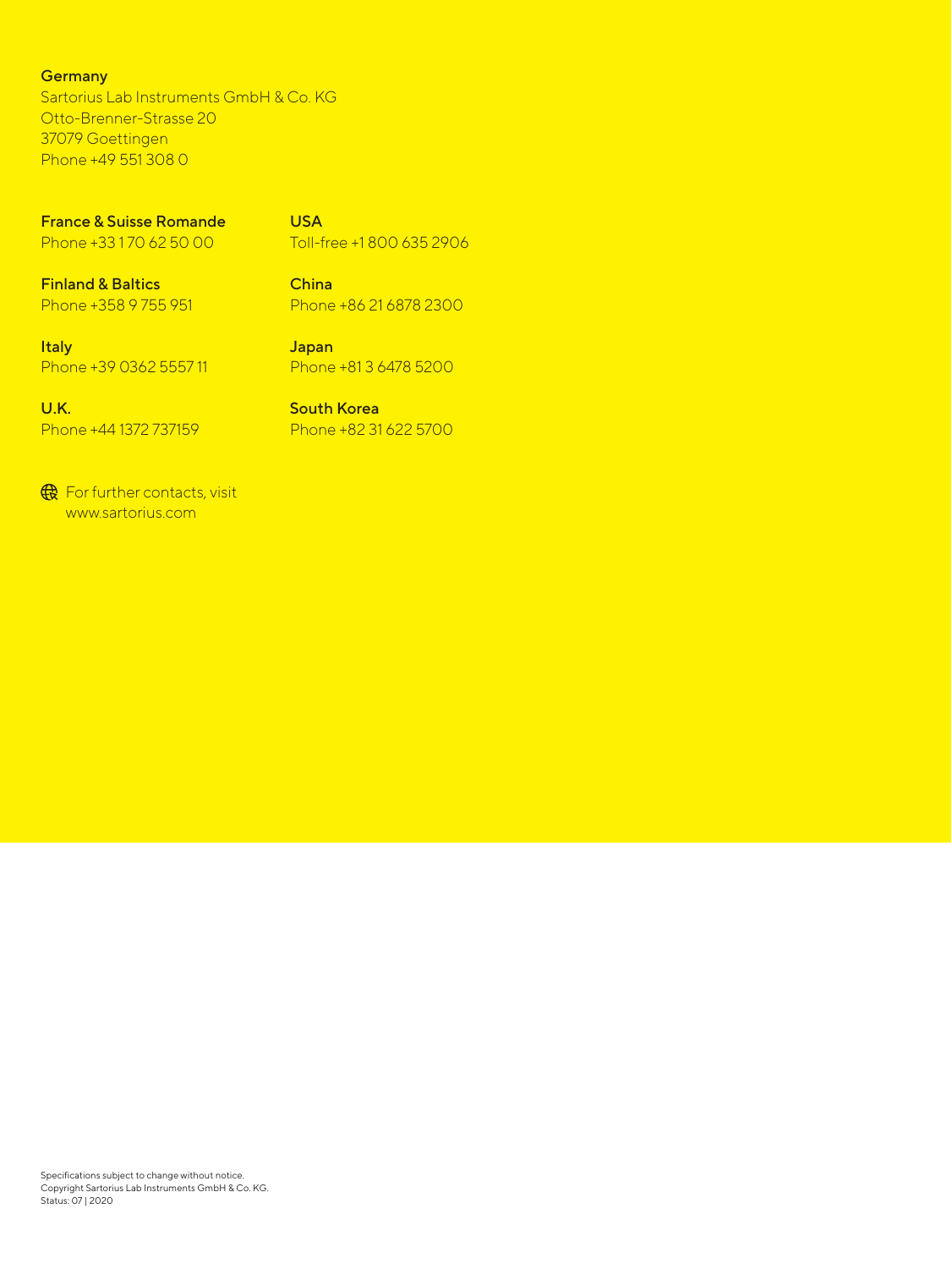**Germany**
Sartorius Lab Instruments GmbH & Co. KG
Otto-Brenner-Strasse 20
37079 Goettingen
Phone +49 551 308 0

**France & Suisse Romande**
Phone +33 1 70 62 50 00

**Finland & Baltics**
Phone +358 9 755 951

**Italy**
Phone +39 0362 5557 11

**U.K.**
Phone +44 1372 737159

**USA**
Toll-free +1 800 635 2906

**China**
Phone +86 21 6878 2300

**Japan**
Phone +81 3 6478 5200

**South Korea**
Phone +82 31 622 5700

For further contacts, visit
www.sartorius.com

Specifications subject to change without notice.
Copyright Sartorius Lab Instruments GmbH & Co. KG.
Status: 07 | 2020